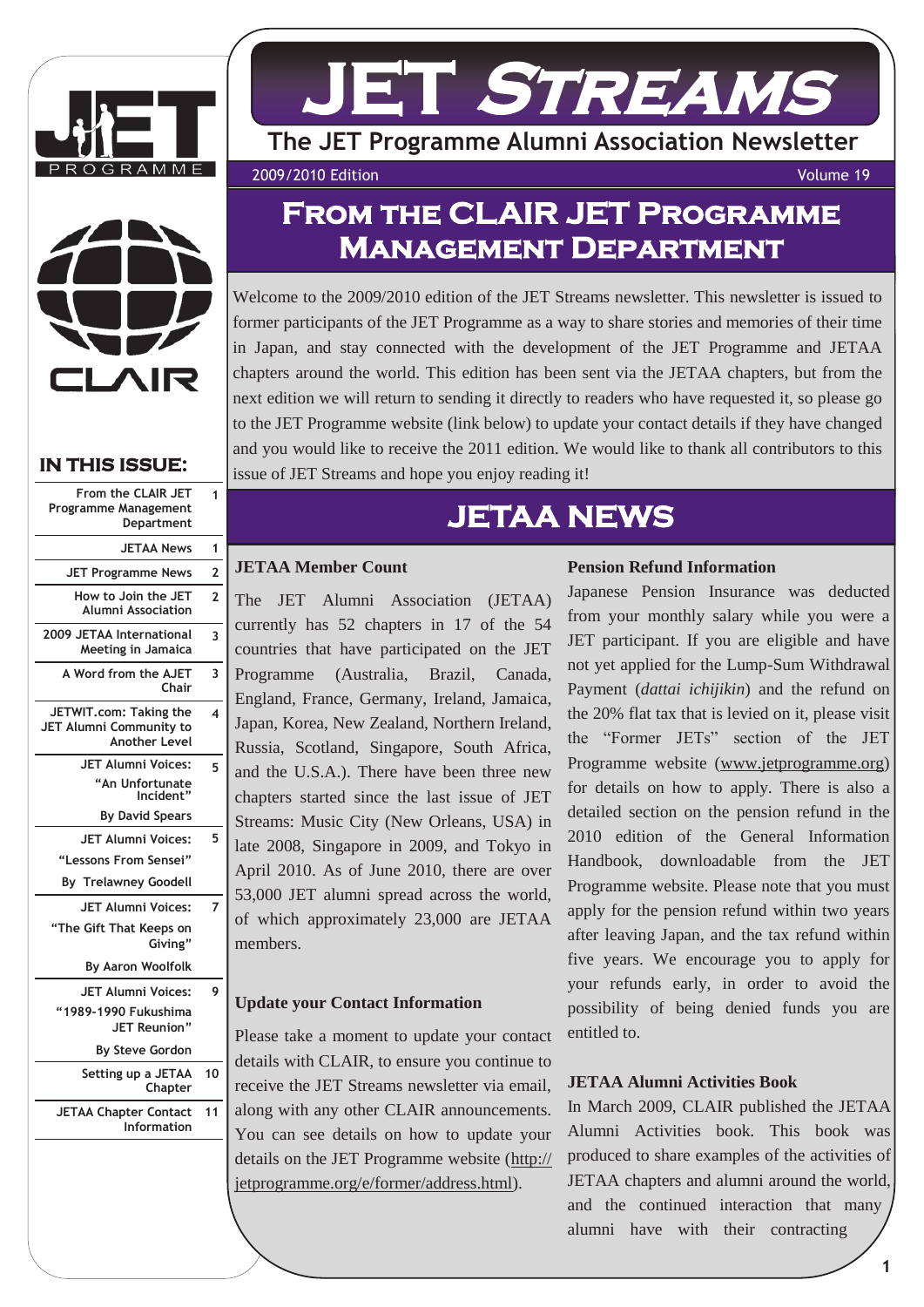# JET Streams

**The JET Programme Alumni Association Newsletter**

2009/2010 Edition — Volume 19

## IN THIS ISSUE:

| | |
|---|---|
| From the CLAIR JET Programme Management Department | 1 |
| JETAA News | 1 |
| JET Programme News | 2 |
| How to Join the JET Alumni Association | 2 |
| 2009 JETAA International Meeting in Jamaica | 3 |
| A Word from the AJET Chair | 3 |
| JETWIT.com: Taking the JET Alumni Community to Another Level | 4 |
| JET Alumni Voices: "An Unfortunate Incident" By David Spears | 5 |
| JET Alumni Voices: "Lessons From Sensei" By Trelawney Goodell | 5 |
| JET Alumni Voices: "The Gift That Keeps on Giving" By Aaron Woolfolk | 7 |
| JET Alumni Voices: "1989-1990 Fukushima JET Reunion" By Steve Gordon | 9 |
| Setting up a JETAA Chapter | 10 |
| JETAA Chapter Contact Information | 11 |

## From the CLAIR JET Programme Management Department

Welcome to the 2009/2010 edition of the JET Streams newsletter. This newsletter is issued to former participants of the JET Programme as a way to share stories and memories of their time in Japan, and stay connected with the development of the JET Programme and JETAA chapters around the world. This edition has been sent via the JETAA chapters, but from the next edition we will return to sending it directly to readers who have requested it, so please go to the JET Programme website (link below) to update your contact details if they have changed and you would like to receive the 2011 edition. We would like to thank all contributors to this issue of JET Streams and hope you enjoy reading it!

## JETAA NEWS

### JETAA Member Count

The JET Alumni Association (JETAA) currently has 52 chapters in 17 of the 54 countries that have participated on the JET Programme (Australia, Brazil, Canada, England, France, Germany, Ireland, Jamaica, Japan, Korea, New Zealand, Northern Ireland, Russia, Scotland, Singapore, South Africa, and the U.S.A.). There have been three new chapters started since the last issue of JET Streams: Music City (New Orleans, USA) in late 2008, Singapore in 2009, and Tokyo in April 2010. As of June 2010, there are over 53,000 JET alumni spread across the world, of which approximately 23,000 are JETAA members.

### Update your Contact Information

Please take a moment to update your contact details with CLAIR, to ensure you continue to receive the JET Streams newsletter via email, along with any other CLAIR announcements. You can see details on how to update your details on the JET Programme website (http://jetprogramme.org/e/former/address.html).

### Pension Refund Information

Japanese Pension Insurance was deducted from your monthly salary while you were a JET participant. If you are eligible and have not yet applied for the Lump-Sum Withdrawal Payment (*dattai ichijikin*) and the refund on the 20% flat tax that is levied on it, please visit the "Former JETs" section of the JET Programme website (www.jetprogramme.org) for details on how to apply. There is also a detailed section on the pension refund in the 2010 edition of the General Information Handbook, downloadable from the JET Programme website. Please note that you must apply for the pension refund within two years after leaving Japan, and the tax refund within five years. We encourage you to apply for your refunds early, in order to avoid the possibility of being denied funds you are entitled to.

### JETAA Alumni Activities Book

In March 2009, CLAIR published the JETAA Alumni Activities book. This book was produced to share examples of the activities of JETAA chapters and alumni around the world, and the continued interaction that many alumni have with their contracting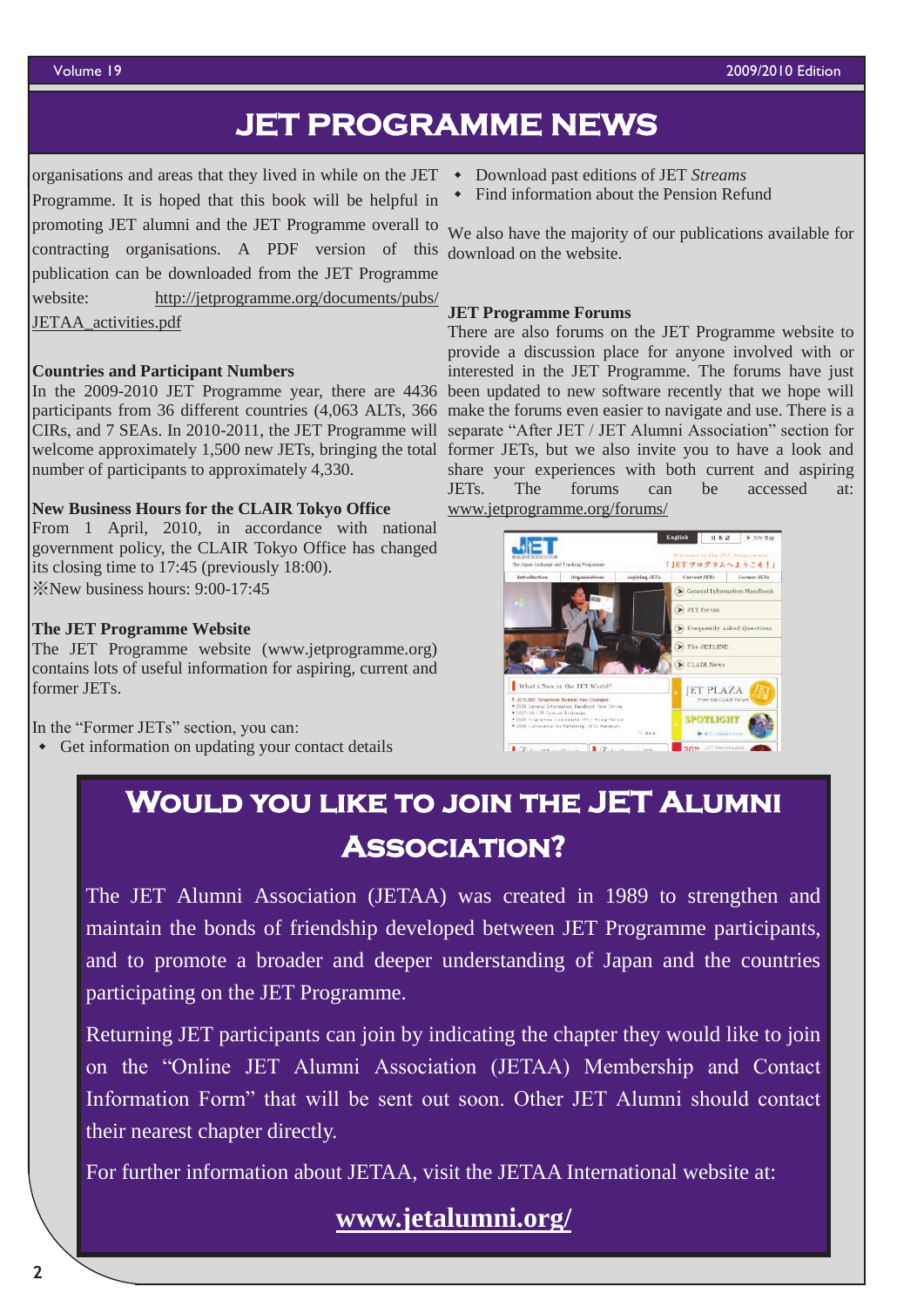# JET PROGRAMME NEWS

organisations and areas that they lived in while on the JET Programme. It is hoped that this book will be helpful in promoting JET alumni and the JET Programme overall to contracting organisations. A PDF version of this publication can be downloaded from the JET Programme website: http://jetprogramme.org/documents/pubs/JETAA_activities.pdf

### Countries and Participant Numbers

In the 2009-2010 JET Programme year, there are 4436 participants from 36 different countries (4,063 ALTs, 366 CIRs, and 7 SEAs. In 2010-2011, the JET Programme will welcome approximately 1,500 new JETs, bringing the total number of participants to approximately 4,330.

### New Business Hours for the CLAIR Tokyo Office

From 1 April, 2010, in accordance with national government policy, the CLAIR Tokyo Office has changed its closing time to 17:45 (previously 18:00).
※New business hours: 9:00-17:45

### The JET Programme Website

The JET Programme website (www.jetprogramme.org) contains lots of useful information for aspiring, current and former JETs.

In the "Former JETs" section, you can:

- Get information on updating your contact details
- Download past editions of JET *Streams*
- Find information about the Pension Refund

We also have the majority of our publications available for download on the website.

### JET Programme Forums

There are also forums on the JET Programme website to provide a discussion place for anyone involved with or interested in the JET Programme. The forums have just been updated to new software recently that we hope will make the forums even easier to navigate and use. There is a separate "After JET / JET Alumni Association" section for former JETs, but we also invite you to have a look and share your experiences with both current and aspiring JETs. The forums can be accessed at: www.jetprogramme.org/forums/

## Would you like to join the JET Alumni Association?

The JET Alumni Association (JETAA) was created in 1989 to strengthen and maintain the bonds of friendship developed between JET Programme participants, and to promote a broader and deeper understanding of Japan and the countries participating on the JET Programme.

Returning JET participants can join by indicating the chapter they would like to join on the "Online JET Alumni Association (JETAA) Membership and Contact Information Form" that will be sent out soon. Other JET Alumni should contact their nearest chapter directly.

For further information about JETAA, visit the JETAA International website at:

**www.jetalumni.org/**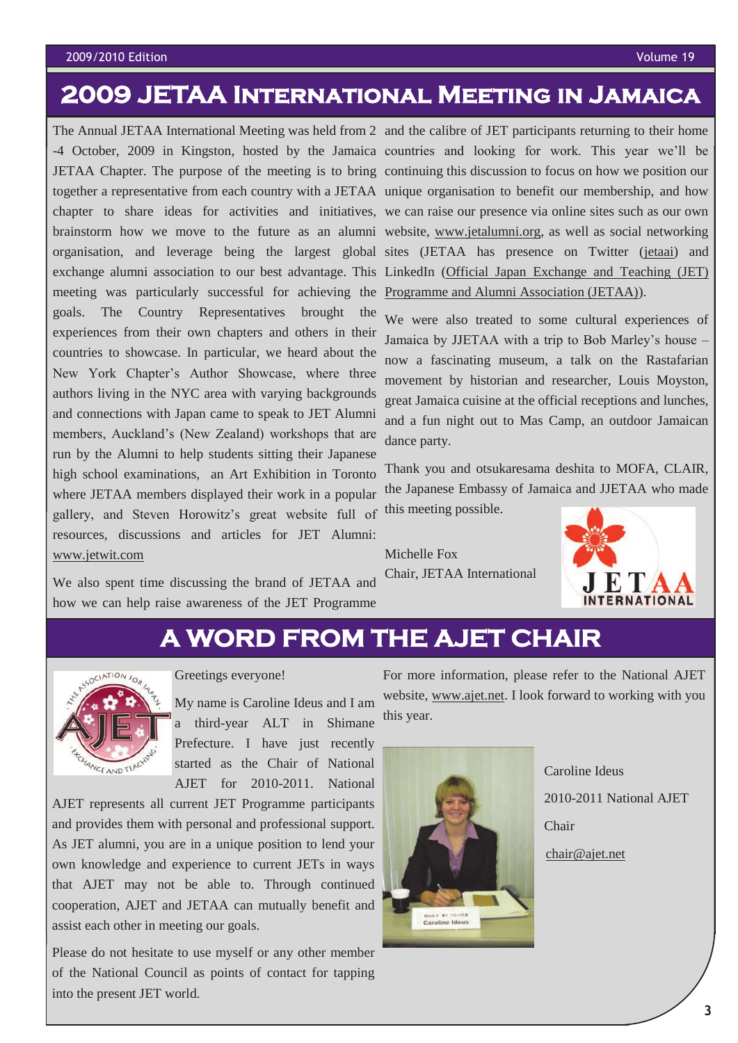# 2009 JETAA International Meeting in Jamaica

The Annual JETAA International Meeting was held from 2 -4 October, 2009 in Kingston, hosted by the Jamaica JETAA Chapter. The purpose of the meeting is to bring together a representative from each country with a JETAA chapter to share ideas for activities and initiatives, brainstorm how we move to the future as an alumni organisation, and leverage being the largest global exchange alumni association to our best advantage. This meeting was particularly successful for achieving the goals. The Country Representatives brought the experiences from their own chapters and others in their countries to showcase. In particular, we heard about the New York Chapter's Author Showcase, where three authors living in the NYC area with varying backgrounds and connections with Japan came to speak to JET Alumni members, Auckland's (New Zealand) workshops that are run by the Alumni to help students sitting their Japanese high school examinations, an Art Exhibition in Toronto where JETAA members displayed their work in a popular gallery, and Steven Horowitz's great website full of resources, discussions and articles for JET Alumni: www.jetwit.com

We also spent time discussing the brand of JETAA and how we can help raise awareness of the JET Programme and the calibre of JET participants returning to their home countries and looking for work. This year we'll be continuing this discussion to focus on how we position our unique organisation to benefit our membership, and how we can raise our presence via online sites such as our own website, www.jetalumni.org, as well as social networking sites (JETAA has presence on Twitter (jetaai) and LinkedIn (Official Japan Exchange and Teaching (JET) Programme and Alumni Association (JETAA)).

We were also treated to some cultural experiences of Jamaica by JJETAA with a trip to Bob Marley's house – now a fascinating museum, a talk on the Rastafarian movement by historian and researcher, Louis Moyston, great Jamaica cuisine at the official receptions and lunches, and a fun night out to Mas Camp, an outdoor Jamaican dance party.

Thank you and otsukaresama deshita to MOFA, CLAIR, the Japanese Embassy of Jamaica and JJETAA who made this meeting possible.

Michelle Fox
Chair, JETAA International

# A Word from the AJET Chair

Greetings everyone!

My name is Caroline Ideus and I am a third-year ALT in Shimane Prefecture. I have just recently started as the Chair of National AJET for 2010-2011. National AJET represents all current JET Programme participants and provides them with personal and professional support. As JET alumni, you are in a unique position to lend your own knowledge and experience to current JETs in ways that AJET may not be able to. Through continued cooperation, AJET and JETAA can mutually benefit and assist each other in meeting our goals.

Please do not hesitate to use myself or any other member of the National Council as points of contact for tapping into the present JET world.

For more information, please refer to the National AJET website, www.ajet.net. I look forward to working with you this year.

Caroline Ideus

2010-2011 National AJET Chair

chair@ajet.net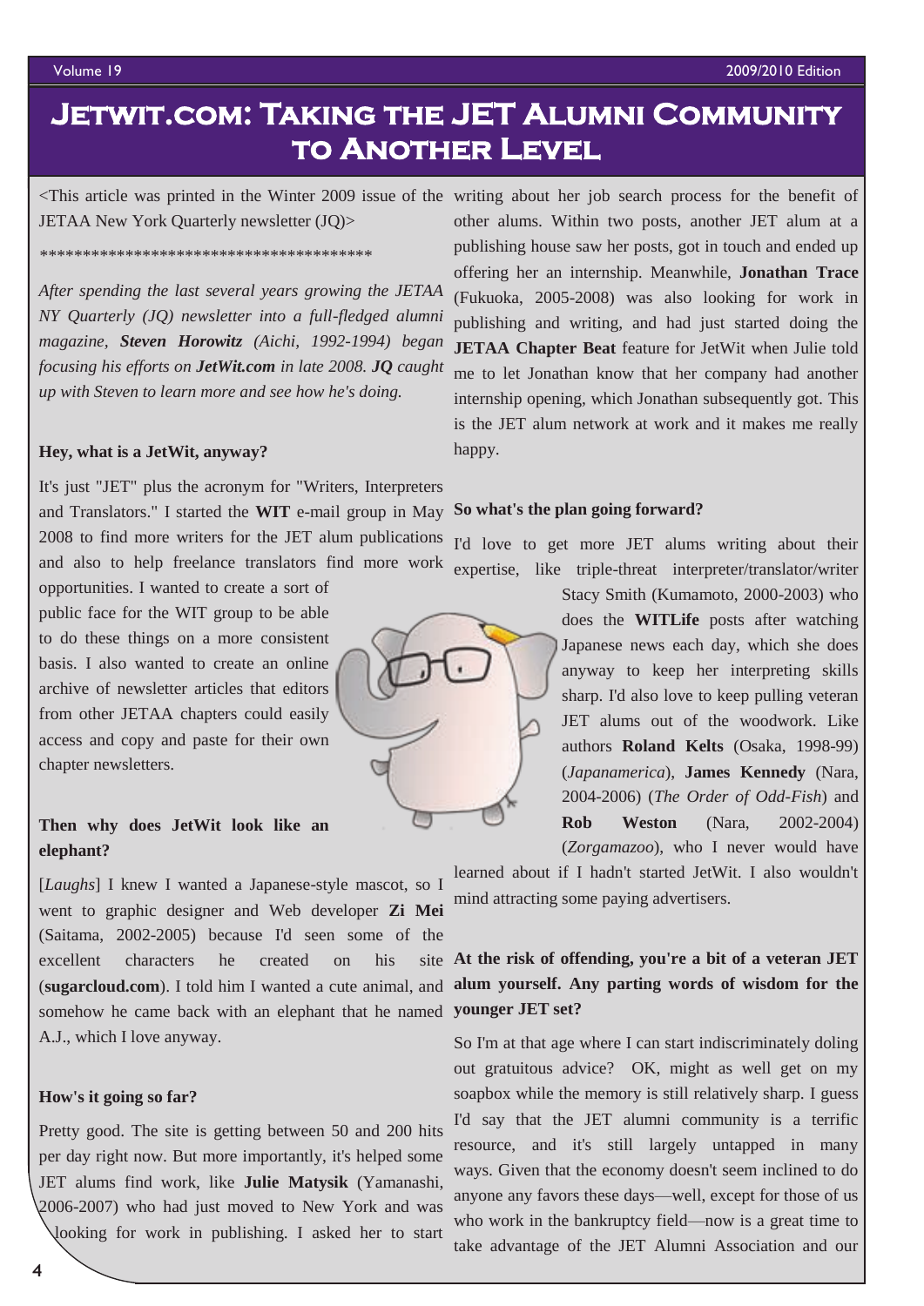# Jetwit.com: Taking the JET Alumni Community to Another Level

<This article was printed in the Winter 2009 issue of the JETAA New York Quarterly newsletter (JQ)>

****************************************

*After spending the last several years growing the JETAA NY Quarterly (JQ) newsletter into a full-fledged alumni magazine,* ***Steven Horowitz*** *(Aichi, 1992-1994) began focusing his efforts on* ***JetWit.com*** *in late 2008.* ***JQ*** *caught up with Steven to learn more and see how he's doing.*

**Hey, what is a JetWit, anyway?**

It's just "JET" plus the acronym for "Writers, Interpreters and Translators." I started the **WIT** e-mail group in May 2008 to find more writers for the JET alum publications and also to help freelance translators find more work opportunities. I wanted to create a sort of public face for the WIT group to be able to do these things on a more consistent basis. I also wanted to create an online archive of newsletter articles that editors from other JETAA chapters could easily access and copy and paste for their own chapter newsletters.

**Then why does JetWit look like an elephant?**

[*Laughs*] I knew I wanted a Japanese-style mascot, so I went to graphic designer and Web developer **Zi Mei** (Saitama, 2002-2005) because I'd seen some of the excellent characters he created on his site (**sugarcloud.com**). I told him I wanted a cute animal, and somehow he came back with an elephant that he named A.J., which I love anyway.

**How's it going so far?**

Pretty good. The site is getting between 50 and 200 hits per day right now. But more importantly, it's helped some JET alums find work, like **Julie Matysik** (Yamanashi, 2006-2007) who had just moved to New York and was looking for work in publishing. I asked her to start writing about her job search process for the benefit of other alums. Within two posts, another JET alum at a publishing house saw her posts, got in touch and ended up offering her an internship. Meanwhile, **Jonathan Trace** (Fukuoka, 2005-2008) was also looking for work in publishing and writing, and had just started doing the **JETAA Chapter Beat** feature for JetWit when Julie told me to let Jonathan know that her company had another internship opening, which Jonathan subsequently got. This is the JET alum network at work and it makes me really happy.

**So what's the plan going forward?**

I'd love to get more JET alums writing about their expertise, like triple-threat interpreter/translator/writer Stacy Smith (Kumamoto, 2000-2003) who does the **WITLife** posts after watching Japanese news each day, which she does anyway to keep her interpreting skills sharp. I'd also love to keep pulling veteran JET alums out of the woodwork. Like authors **Roland Kelts** (Osaka, 1998-99) (*Japanamerica*), **James Kennedy** (Nara, 2004-2006) (*The Order of Odd-Fish*) and **Rob Weston** (Nara, 2002-2004) (*Zorgamazoo*), who I never would have learned about if I hadn't started JetWit. I also wouldn't mind attracting some paying advertisers.

**At the risk of offending, you're a bit of a veteran JET alum yourself. Any parting words of wisdom for the younger JET set?**

So I'm at that age where I can start indiscriminately doling out gratuitous advice? OK, might as well get on my soapbox while the memory is still relatively sharp. I guess I'd say that the JET alumni community is a terrific resource, and it's still largely untapped in many ways. Given that the economy doesn't seem inclined to do anyone any favors these days—well, except for those of us who work in the bankruptcy field—now is a great time to take advantage of the JET Alumni Association and our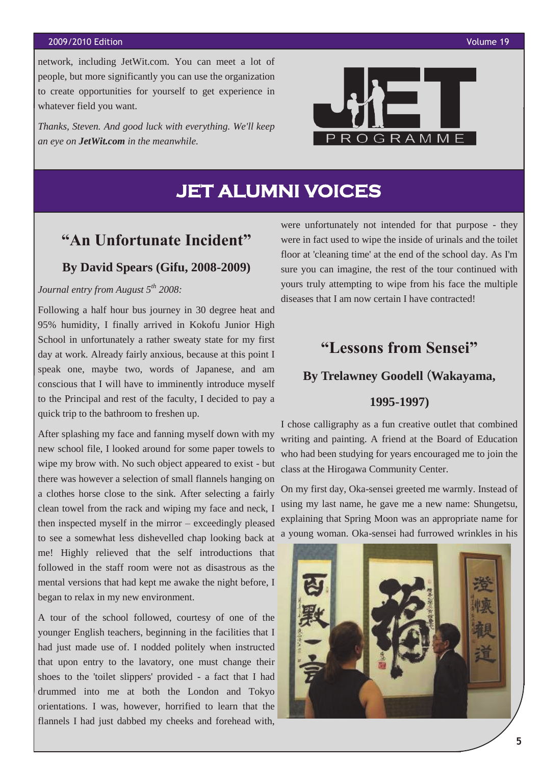network, including JetWit.com. You can meet a lot of people, but more significantly you can use the organization to create opportunities for yourself to get experience in whatever field you want.

*Thanks, Steven. And good luck with everything. We'll keep an eye on **JetWit.com** in the meanwhile.*

# JET ALUMNI VOICES

## "An Unfortunate Incident"

### By David Spears (Gifu, 2008-2009)

*Journal entry from August 5th 2008:*

Following a half hour bus journey in 30 degree heat and 95% humidity, I finally arrived in Kokofu Junior High School in unfortunately a rather sweaty state for my first day at work. Already fairly anxious, because at this point I speak one, maybe two, words of Japanese, and am conscious that I will have to imminently introduce myself to the Principal and rest of the faculty, I decided to pay a quick trip to the bathroom to freshen up.

After splashing my face and fanning myself down with my new school file, I looked around for some paper towels to wipe my brow with. No such object appeared to exist - but there was however a selection of small flannels hanging on a clothes horse close to the sink. After selecting a fairly clean towel from the rack and wiping my face and neck, I then inspected myself in the mirror – exceedingly pleased to see a somewhat less dishevelled chap looking back at me! Highly relieved that the self introductions that followed in the staff room were not as disastrous as the mental versions that had kept me awake the night before, I began to relax in my new environment.

A tour of the school followed, courtesy of one of the younger English teachers, beginning in the facilities that I had just made use of. I nodded politely when instructed that upon entry to the lavatory, one must change their shoes to the 'toilet slippers' provided - a fact that I had drummed into me at both the London and Tokyo orientations. I was, however, horrified to learn that the flannels I had just dabbed my cheeks and forehead with, were unfortunately not intended for that purpose - they were in fact used to wipe the inside of urinals and the toilet floor at 'cleaning time' at the end of the school day. As I'm sure you can imagine, the rest of the tour continued with yours truly attempting to wipe from his face the multiple diseases that I am now certain I have contracted!

## "Lessons from Sensei"

### By Trelawney Goodell (Wakayama, 1995-1997)

I chose calligraphy as a fun creative outlet that combined writing and painting. A friend at the Board of Education who had been studying for years encouraged me to join the class at the Hirogawa Community Center.

On my first day, Oka-sensei greeted me warmly. Instead of using my last name, he gave me a new name: Shungetsu, explaining that Spring Moon was an appropriate name for a young woman. Oka-sensei had furrowed wrinkles in his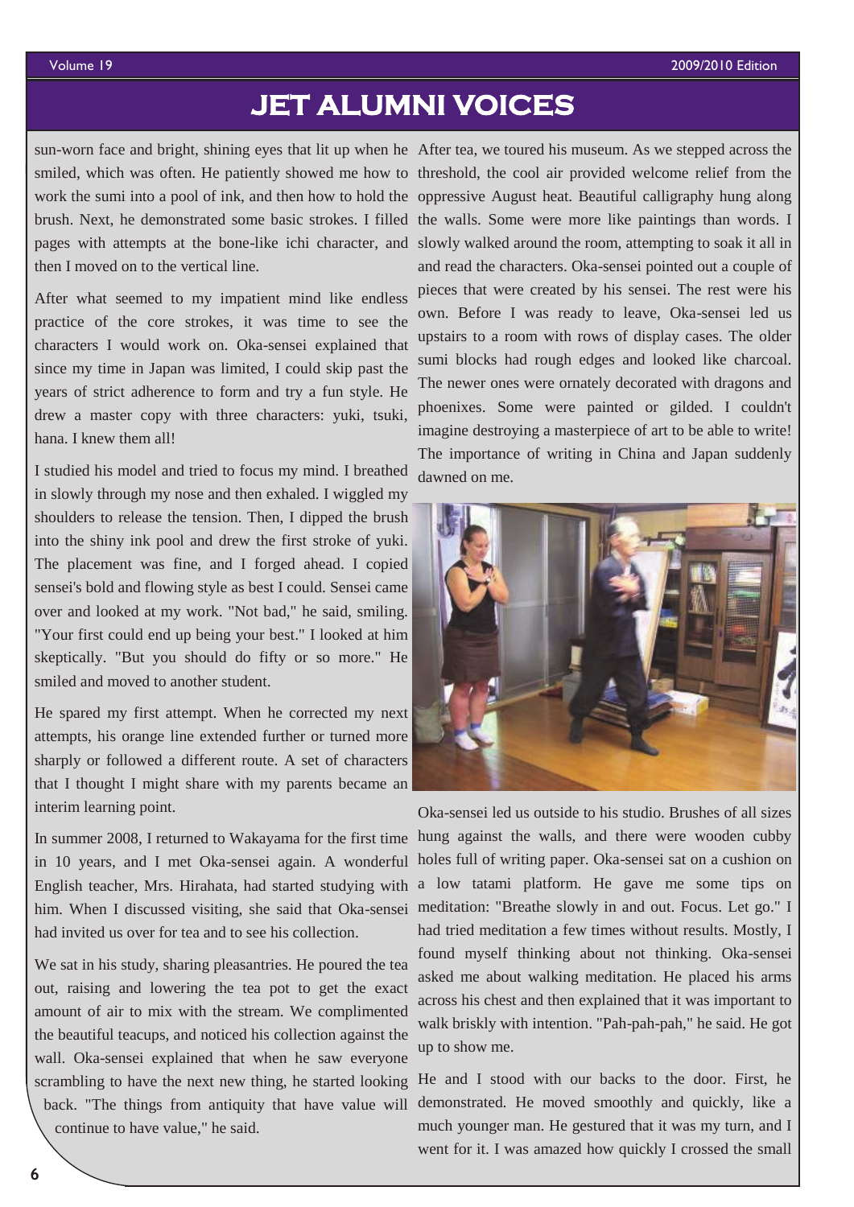# JET ALUMNI VOICES

sun-worn face and bright, shining eyes that lit up when he smiled, which was often. He patiently showed me how to work the sumi into a pool of ink, and then how to hold the brush. Next, he demonstrated some basic strokes. I filled pages with attempts at the bone-like ichi character, and then I moved on to the vertical line.

After what seemed to my impatient mind like endless practice of the core strokes, it was time to see the characters I would work on. Oka-sensei explained that since my time in Japan was limited, I could skip past the years of strict adherence to form and try a fun style. He drew a master copy with three characters: yuki, tsuki, hana. I knew them all!

I studied his model and tried to focus my mind. I breathed in slowly through my nose and then exhaled. I wiggled my shoulders to release the tension. Then, I dipped the brush into the shiny ink pool and drew the first stroke of yuki. The placement was fine, and I forged ahead. I copied sensei's bold and flowing style as best I could. Sensei came over and looked at my work. "Not bad," he said, smiling. "Your first could end up being your best." I looked at him skeptically. "But you should do fifty or so more." He smiled and moved to another student.

He spared my first attempt. When he corrected my next attempts, his orange line extended further or turned more sharply or followed a different route. A set of characters that I thought I might share with my parents became an interim learning point.

In summer 2008, I returned to Wakayama for the first time in 10 years, and I met Oka-sensei again. A wonderful English teacher, Mrs. Hirahata, had started studying with him. When I discussed visiting, she said that Oka-sensei had invited us over for tea and to see his collection.

We sat in his study, sharing pleasantries. He poured the tea out, raising and lowering the tea pot to get the exact amount of air to mix with the stream. We complimented the beautiful teacups, and noticed his collection against the wall. Oka-sensei explained that when he saw everyone scrambling to have the next new thing, he started looking back. "The things from antiquity that have value will continue to have value," he said.

After tea, we toured his museum. As we stepped across the threshold, the cool air provided welcome relief from the oppressive August heat. Beautiful calligraphy hung along the walls. Some were more like paintings than words. I slowly walked around the room, attempting to soak it all in and read the characters. Oka-sensei pointed out a couple of pieces that were created by his sensei. The rest were his own. Before I was ready to leave, Oka-sensei led us upstairs to a room with rows of display cases. The older sumi blocks had rough edges and looked like charcoal. The newer ones were ornately decorated with dragons and phoenixes. Some were painted or gilded. I couldn't imagine destroying a masterpiece of art to be able to write! The importance of writing in China and Japan suddenly dawned on me.

Oka-sensei led us outside to his studio. Brushes of all sizes hung against the walls, and there were wooden cubby holes full of writing paper. Oka-sensei sat on a cushion on a low tatami platform. He gave me some tips on meditation: "Breathe slowly in and out. Focus. Let go." I had tried meditation a few times without results. Mostly, I found myself thinking about not thinking. Oka-sensei asked me about walking meditation. He placed his arms across his chest and then explained that it was important to walk briskly with intention. "Pah-pah-pah," he said. He got up to show me.

He and I stood with our backs to the door. First, he demonstrated. He moved smoothly and quickly, like a much younger man. He gestured that it was my turn, and I went for it. I was amazed how quickly I crossed the small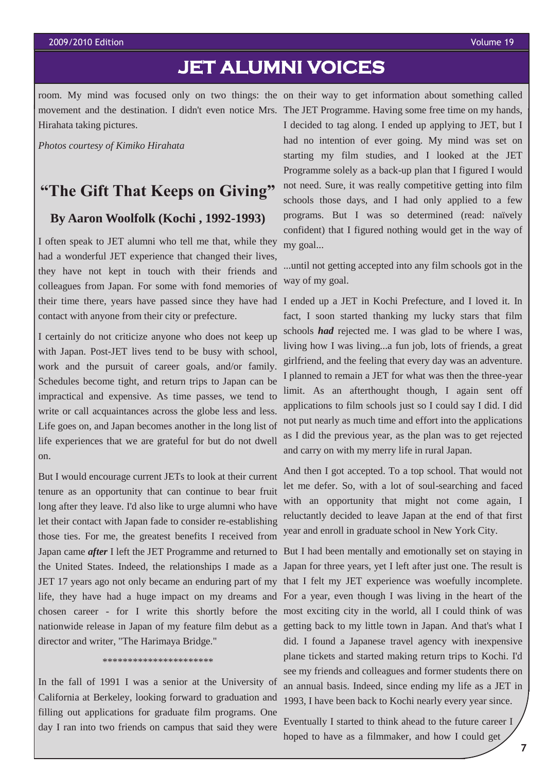# JET ALUMNI VOICES

room. My mind was focused only on two things: the movement and the destination. I didn't even notice Mrs. Hirahata taking pictures.

*Photos courtesy of Kimiko Hirahata*

## "The Gift That Keeps on Giving"

### By Aaron Woolfolk (Kochi , 1992-1993)

I often speak to JET alumni who tell me that, while they had a wonderful JET experience that changed their lives, they have not kept in touch with their friends and colleagues from Japan. For some with fond memories of their time there, years have passed since they have had contact with anyone from their city or prefecture.

I certainly do not criticize anyone who does not keep up with Japan. Post-JET lives tend to be busy with school, work and the pursuit of career goals, and/or family. Schedules become tight, and return trips to Japan can be impractical and expensive. As time passes, we tend to write or call acquaintances across the globe less and less. Life goes on, and Japan becomes another in the long list of life experiences that we are grateful for but do not dwell on.

But I would encourage current JETs to look at their current tenure as an opportunity that can continue to bear fruit long after they leave. I'd also like to urge alumni who have let their contact with Japan fade to consider re-establishing those ties. For me, the greatest benefits I received from Japan came ***after*** I left the JET Programme and returned to the United States. Indeed, the relationships I made as a JET 17 years ago not only became an enduring part of my life, they have had a huge impact on my dreams and chosen career - for I write this shortly before the nationwide release in Japan of my feature film debut as a director and writer, "The Harimaya Bridge."

**********************

In the fall of 1991 I was a senior at the University of California at Berkeley, looking forward to graduation and filling out applications for graduate film programs. One day I ran into two friends on campus that said they were on their way to get information about something called The JET Programme. Having some free time on my hands, I decided to tag along. I ended up applying to JET, but I had no intention of ever going. My mind was set on starting my film studies, and I looked at the JET Programme solely as a back-up plan that I figured I would not need. Sure, it was really competitive getting into film schools those days, and I had only applied to a few programs. But I was so determined (read: naïvely confident) that I figured nothing would get in the way of my goal...

...until not getting accepted into any film schools got in the way of my goal.

I ended up a JET in Kochi Prefecture, and I loved it. In fact, I soon started thanking my lucky stars that film schools ***had*** rejected me. I was glad to be where I was, living how I was living...a fun job, lots of friends, a great girlfriend, and the feeling that every day was an adventure. I planned to remain a JET for what was then the three-year limit. As an afterthought though, I again sent off applications to film schools just so I could say I did. I did not put nearly as much time and effort into the applications as I did the previous year, as the plan was to get rejected and carry on with my merry life in rural Japan.

And then I got accepted. To a top school. That would not let me defer. So, with a lot of soul-searching and faced with an opportunity that might not come again, I reluctantly decided to leave Japan at the end of that first year and enroll in graduate school in New York City.

But I had been mentally and emotionally set on staying in Japan for three years, yet I left after just one. The result is that I felt my JET experience was woefully incomplete. For a year, even though I was living in the heart of the most exciting city in the world, all I could think of was getting back to my little town in Japan. And that's what I did. I found a Japanese travel agency with inexpensive plane tickets and started making return trips to Kochi. I'd see my friends and colleagues and former students there on an annual basis. Indeed, since ending my life as a JET in 1993, I have been back to Kochi nearly every year since.

Eventually I started to think ahead to the future career I hoped to have as a filmmaker, and how I could get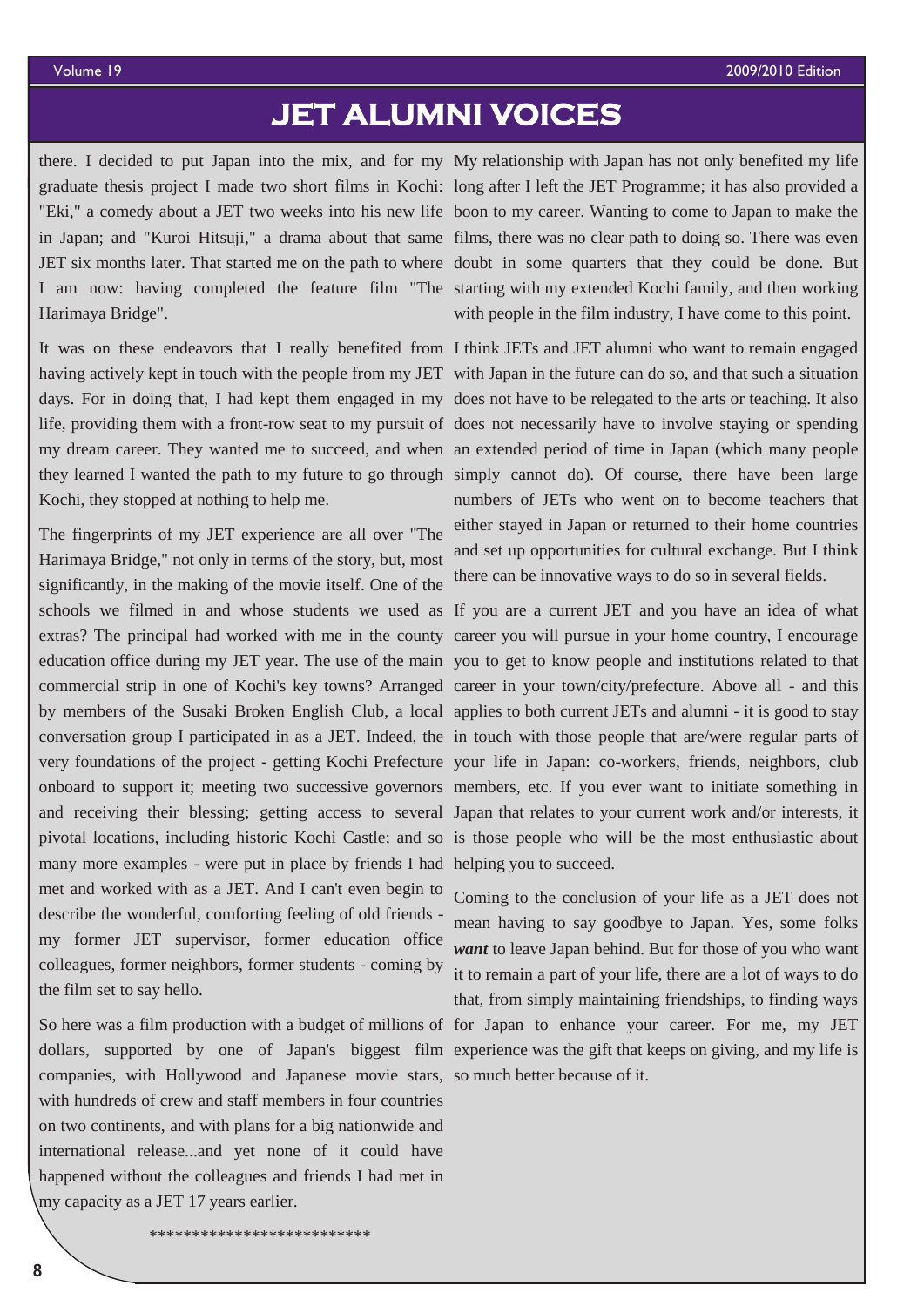# JET ALUMNI VOICES

there. I decided to put Japan into the mix, and for my graduate thesis project I made two short films in Kochi: "Eki," a comedy about a JET two weeks into his new life in Japan; and "Kuroi Hitsuji," a drama about that same JET six months later. That started me on the path to where I am now: having completed the feature film "The Harimaya Bridge".

It was on these endeavors that I really benefited from having actively kept in touch with the people from my JET days. For in doing that, I had kept them engaged in my life, providing them with a front-row seat to my pursuit of my dream career. They wanted me to succeed, and when they learned I wanted the path to my future to go through Kochi, they stopped at nothing to help me.

The fingerprints of my JET experience are all over "The Harimaya Bridge," not only in terms of the story, but, most significantly, in the making of the movie itself. One of the schools we filmed in and whose students we used as extras? The principal had worked with me in the county education office during my JET year. The use of the main commercial strip in one of Kochi's key towns? Arranged by members of the Susaki Broken English Club, a local conversation group I participated in as a JET. Indeed, the very foundations of the project - getting Kochi Prefecture onboard to support it; meeting two successive governors and receiving their blessing; getting access to several pivotal locations, including historic Kochi Castle; and so many more examples - were put in place by friends I had met and worked with as a JET. And I can't even begin to describe the wonderful, comforting feeling of old friends - my former JET supervisor, former education office colleagues, former neighbors, former students - coming by the film set to say hello.

So here was a film production with a budget of millions of dollars, supported by one of Japan's biggest film companies, with Hollywood and Japanese movie stars, with hundreds of crew and staff members in four countries on two continents, and with plans for a big nationwide and international release...and yet none of it could have happened without the colleagues and friends I had met in my capacity as a JET 17 years earlier.

My relationship with Japan has not only benefited my life long after I left the JET Programme; it has also provided a boon to my career. Wanting to come to Japan to make the films, there was no clear path to doing so. There was even doubt in some quarters that they could be done. But starting with my extended Kochi family, and then working with people in the film industry, I have come to this point.

I think JETs and JET alumni who want to remain engaged with Japan in the future can do so, and that such a situation does not have to be relegated to the arts or teaching. It also does not necessarily have to involve staying or spending an extended period of time in Japan (which many people simply cannot do). Of course, there have been large numbers of JETs who went on to become teachers that either stayed in Japan or returned to their home countries and set up opportunities for cultural exchange. But I think there can be innovative ways to do so in several fields.

If you are a current JET and you have an idea of what career you will pursue in your home country, I encourage you to get to know people and institutions related to that career in your town/city/prefecture. Above all - and this applies to both current JETs and alumni - it is good to stay in touch with those people that are/were regular parts of your life in Japan: co-workers, friends, neighbors, club members, etc. If you ever want to initiate something in Japan that relates to your current work and/or interests, it is those people who will be the most enthusiastic about helping you to succeed.

Coming to the conclusion of your life as a JET does not mean having to say goodbye to Japan. Yes, some folks ***want*** to leave Japan behind. But for those of you who want it to remain a part of your life, there are a lot of ways to do that, from simply maintaining friendships, to finding ways for Japan to enhance your career. For me, my JET experience was the gift that keeps on giving, and my life is so much better because of it.

\*\*\*\*\*\*\*\*\*\*\*\*\*\*\*\*\*\*\*\*\*\*\*\*\*\*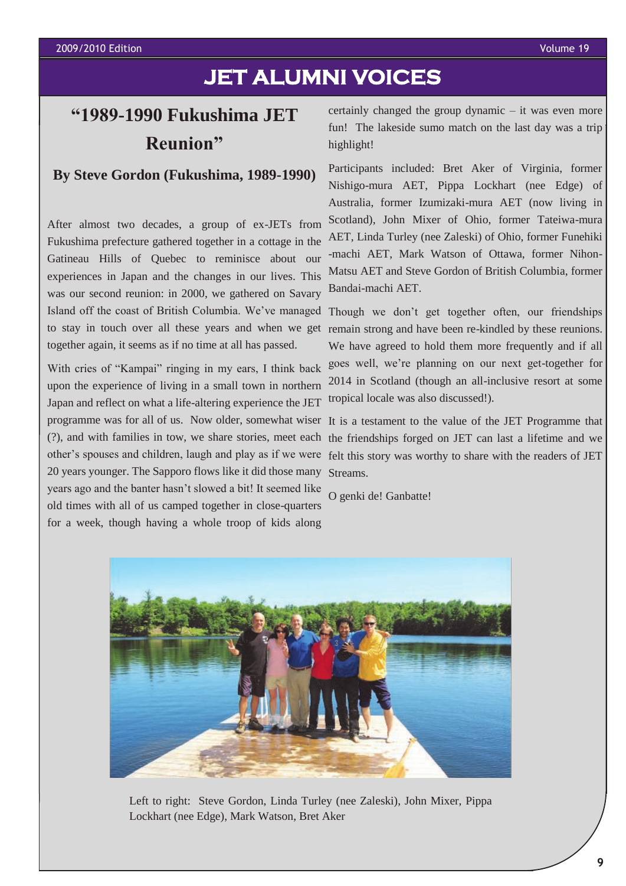# JET ALUMNI VOICES

## "1989-1990 Fukushima JET Reunion"

### By Steve Gordon (Fukushima, 1989-1990)

After almost two decades, a group of ex-JETs from Fukushima prefecture gathered together in a cottage in the Gatineau Hills of Quebec to reminisce about our experiences in Japan and the changes in our lives. This was our second reunion: in 2000, we gathered on Savary Island off the coast of British Columbia. We've managed to stay in touch over all these years and when we get together again, it seems as if no time at all has passed.

With cries of "Kampai" ringing in my ears, I think back upon the experience of living in a small town in northern Japan and reflect on what a life-altering experience the JET programme was for all of us. Now older, somewhat wiser (?), and with families in tow, we share stories, meet each other's spouses and children, laugh and play as if we were 20 years younger. The Sapporo flows like it did those many years ago and the banter hasn't slowed a bit! It seemed like old times with all of us camped together in close-quarters for a week, though having a whole troop of kids along certainly changed the group dynamic – it was even more fun! The lakeside sumo match on the last day was a trip highlight!

Participants included: Bret Aker of Virginia, former Nishigo-mura AET, Pippa Lockhart (nee Edge) of Australia, former Izumizaki-mura AET (now living in Scotland), John Mixer of Ohio, former Tateiwa-mura AET, Linda Turley (nee Zaleski) of Ohio, former Funehiki -machi AET, Mark Watson of Ottawa, former Nihon-Matsu AET and Steve Gordon of British Columbia, former Bandai-machi AET.

Though we don't get together often, our friendships remain strong and have been re-kindled by these reunions. We have agreed to hold them more frequently and if all goes well, we're planning on our next get-together for 2014 in Scotland (though an all-inclusive resort at some tropical locale was also discussed!).

It is a testament to the value of the JET Programme that the friendships forged on JET can last a lifetime and we felt this story was worthy to share with the readers of JET Streams.

O genki de! Ganbatte!

Left to right: Steve Gordon, Linda Turley (nee Zaleski), John Mixer, Pippa Lockhart (nee Edge), Mark Watson, Bret Aker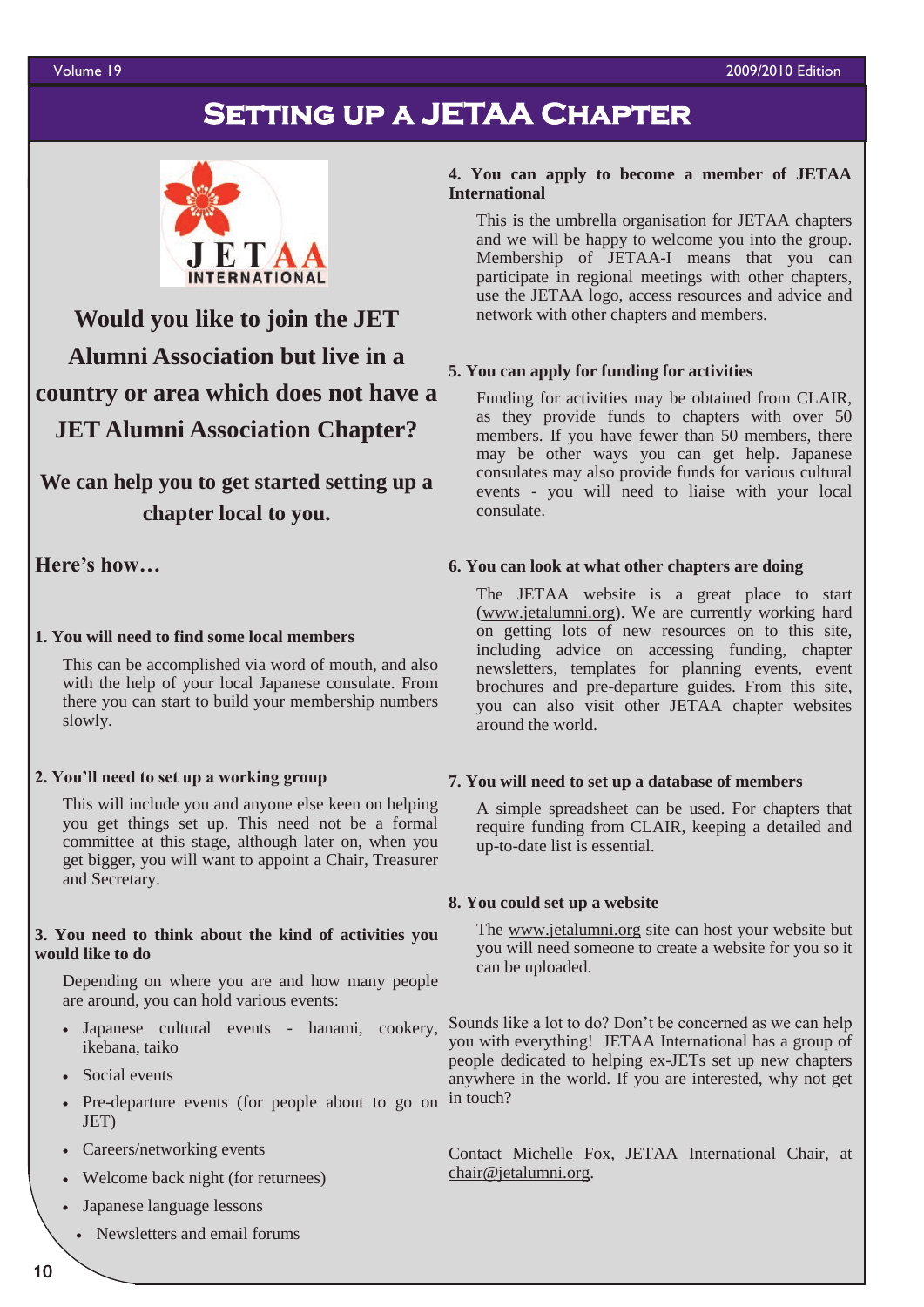# Setting up a JETAA Chapter

**Would you like to join the JET Alumni Association but live in a country or area which does not have a JET Alumni Association Chapter?**

**We can help you to get started setting up a chapter local to you.**

## Here's how…

### 1. You will need to find some local members

This can be accomplished via word of mouth, and also with the help of your local Japanese consulate. From there you can start to build your membership numbers slowly.

### 2. You'll need to set up a working group

This will include you and anyone else keen on helping you get things set up. This need not be a formal committee at this stage, although later on, when you get bigger, you will want to appoint a Chair, Treasurer and Secretary.

### 3. You need to think about the kind of activities you would like to do

Depending on where you are and how many people are around, you can hold various events:

- Japanese cultural events - hanami, cookery, ikebana, taiko
- Social events
- Pre-departure events (for people about to go on JET)
- Careers/networking events
- Welcome back night (for returnees)
- Japanese language lessons
- Newsletters and email forums

### 4. You can apply to become a member of JETAA International

This is the umbrella organisation for JETAA chapters and we will be happy to welcome you into the group. Membership of JETAA-I means that you can participate in regional meetings with other chapters, use the JETAA logo, access resources and advice and network with other chapters and members.

### 5. You can apply for funding for activities

Funding for activities may be obtained from CLAIR, as they provide funds to chapters with over 50 members. If you have fewer than 50 members, there may be other ways you can get help. Japanese consulates may also provide funds for various cultural events - you will need to liaise with your local consulate.

### 6. You can look at what other chapters are doing

The JETAA website is a great place to start (www.jetalumni.org). We are currently working hard on getting lots of new resources on to this site, including advice on accessing funding, chapter newsletters, templates for planning events, event brochures and pre-departure guides. From this site, you can also visit other JETAA chapter websites around the world.

### 7. You will need to set up a database of members

A simple spreadsheet can be used. For chapters that require funding from CLAIR, keeping a detailed and up-to-date list is essential.

### 8. You could set up a website

The www.jetalumni.org site can host your website but you will need someone to create a website for you so it can be uploaded.

Sounds like a lot to do? Don't be concerned as we can help you with everything! JETAA International has a group of people dedicated to helping ex-JETs set up new chapters anywhere in the world. If you are interested, why not get in touch?

Contact Michelle Fox, JETAA International Chair, at chair@jetalumni.org.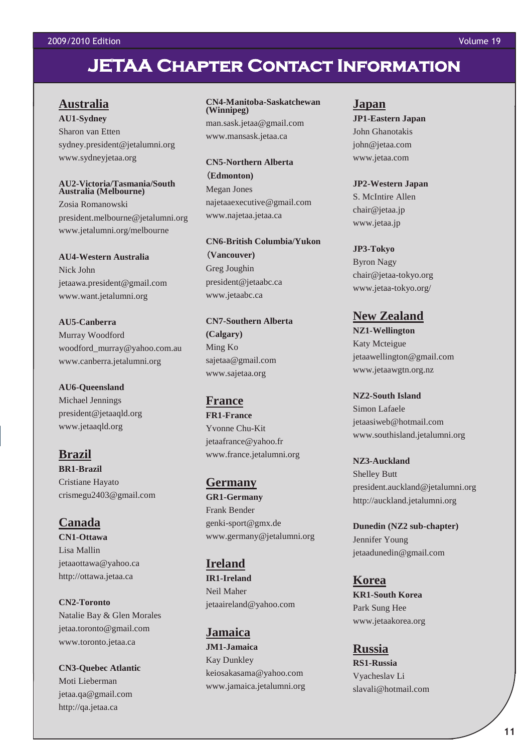# JETAA Chapter Contact Information

## Australia

**AU1-Sydney**
Sharon van Etten
sydney.president@jetalumni.org
www.sydneyjetaa.org

**AU2-Victoria/Tasmania/South Australia (Melbourne)**
Zosia Romanowski
president.melbourne@jetalumni.org
www.jetalumni.org/melbourne

**AU4-Western Australia**
Nick John
jetaawa.president@gmail.com
www.want.jetalumni.org

**AU5-Canberra**
Murray Woodford
woodford_murray@yahoo.com.au
www.canberra.jetalumni.org

**AU6-Queensland**
Michael Jennings
president@jetaaqld.org
www.jetaaqld.org

## Brazil

**BR1-Brazil**
Cristiane Hayato
crismegu2403@gmail.com

## Canada

**CN1-Ottawa**
Lisa Mallin
jetaaottawa@yahoo.ca
http://ottawa.jetaa.ca

**CN2-Toronto**
Natalie Bay & Glen Morales
jetaa.toronto@gmail.com
www.toronto.jetaa.ca

**CN3-Quebec Atlantic**
Moti Lieberman
jetaa.qa@gmail.com
http://qa.jetaa.ca

**CN4-Manitoba-Saskatchewan (Winnipeg)**
man.sask.jetaa@gmail.com
www.mansask.jetaa.ca

**CN5-Northern Alberta (Edmonton)**
Megan Jones
najetaaexecutive@gmail.com
www.najetaa.jetaa.ca

**CN6-British Columbia/Yukon (Vancouver)**
Greg Joughin
president@jetaabc.ca
www.jetaabc.ca

**CN7-Southern Alberta (Calgary)**
Ming Ko
sajetaa@gmail.com
www.sajetaa.org

## France

**FR1-France**
Yvonne Chu-Kit
jetaafrance@yahoo.fr
www.france.jetalumni.org

## Germany

**GR1-Germany**
Frank Bender
genki-sport@gmx.de
www.germany@jetalumni.org

## Ireland

**IR1-Ireland**
Neil Maher
jetaaireland@yahoo.com

## Jamaica

**JM1-Jamaica**
Kay Dunkley
keiosakasama@yahoo.com
www.jamaica.jetalumni.org

## Japan

**JP1-Eastern Japan**
John Ghanotakis
john@jetaa.com
www.jetaa.com

**JP2-Western Japan**
S. McIntire Allen
chair@jetaa.jp
www.jetaa.jp

**JP3-Tokyo**
Byron Nagy
chair@jetaa-tokyo.org
www.jetaa-tokyo.org/

## New Zealand

**NZ1-Wellington**
Katy Mcteigue
jetaawellington@gmail.com
www.jetaawgtn.org.nz

**NZ2-South Island**
Simon Lafaele
jetaasiweb@hotmail.com
www.southisland.jetalumni.org

**NZ3-Auckland**
Shelley Butt
president.auckland@jetalumni.org
http://auckland.jetalumni.org

**Dunedin (NZ2 sub-chapter)**
Jennifer Young
jetaadunedin@gmail.com

## Korea

**KR1-South Korea**
Park Sung Hee
www.jetaakorea.org

## Russia

**RS1-Russia**
Vyacheslav Li
slavali@hotmail.com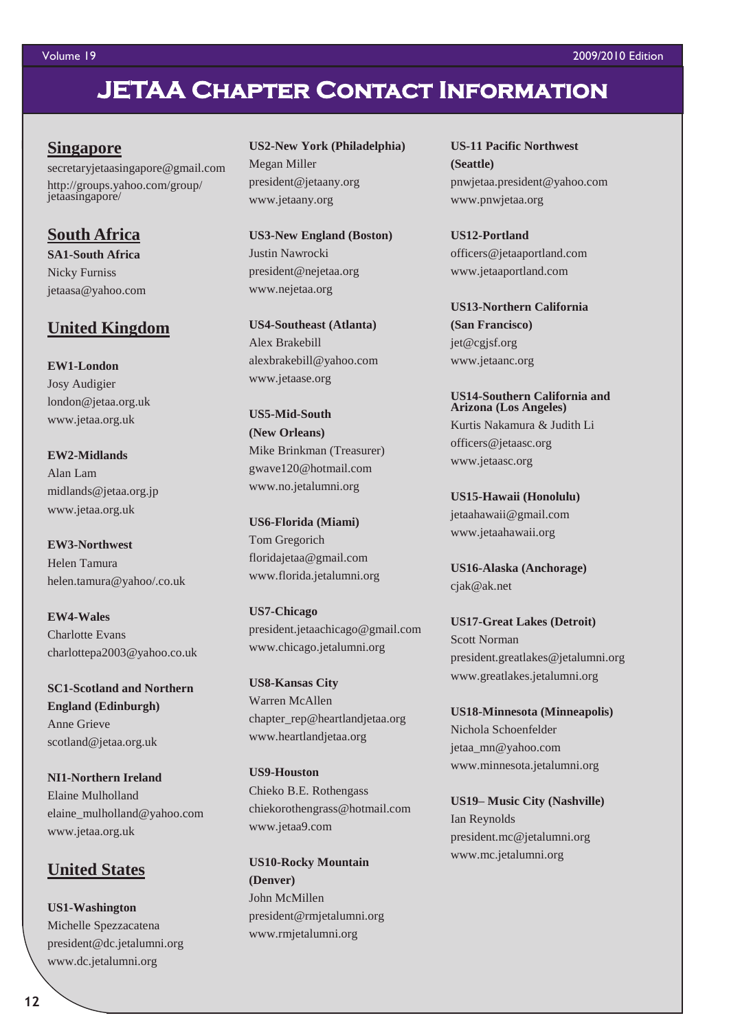# JETAA Chapter Contact Information

## Singapore

secretaryjetaasingapore@gmail.com
http://groups.yahoo.com/group/jetaasingapore/

## South Africa

**SA1-South Africa**
Nicky Furniss
jetaasa@yahoo.com

## United Kingdom

**EW1-London**
Josy Audigier
london@jetaa.org.uk
www.jetaa.org.uk

**EW2-Midlands**
Alan Lam
midlands@jetaa.org.jp
www.jetaa.org.uk

**EW3-Northwest**
Helen Tamura
helen.tamura@yahoo/.co.uk

**EW4-Wales**
Charlotte Evans
charlottepa2003@yahoo.co.uk

**SC1-Scotland and Northern England (Edinburgh)**
Anne Grieve
scotland@jetaa.org.uk

**NI1-Northern Ireland**
Elaine Mulholland
elaine_mulholland@yahoo.com
www.jetaa.org.uk

## United States

**US1-Washington**
Michelle Spezzacatena
president@dc.jetalumni.org
www.dc.jetalumni.org

**US2-New York (Philadelphia)**
Megan Miller
president@jetaany.org
www.jetaany.org

**US3-New England (Boston)**
Justin Nawrocki
president@nejetaa.org
www.nejetaa.org

**US4-Southeast (Atlanta)**
Alex Brakebill
alexbrakebill@yahoo.com
www.jetaase.org

**US5-Mid-South (New Orleans)**
Mike Brinkman (Treasurer)
gwave120@hotmail.com
www.no.jetalumni.org

**US6-Florida (Miami)**
Tom Gregorich
floridajetaa@gmail.com
www.florida.jetalumni.org

**US7-Chicago**
president.jetaachicago@gmail.com
www.chicago.jetalumni.org

**US8-Kansas City**
Warren McAllen
chapter_rep@heartlandjetaa.org
www.heartlandjetaa.org

**US9-Houston**
Chieko B.E. Rothengass
chiekorothengrass@hotmail.com
www.jetaa9.com

**US10-Rocky Mountain (Denver)**
John McMillen
president@rmjetalumni.org
www.rmjetalumni.org

**US-11 Pacific Northwest (Seattle)**
pnwjetaa.president@yahoo.com
www.pnwjetaa.org

**US12-Portland**
officers@jetaaportland.com
www.jetaaportland.com

**US13-Northern California (San Francisco)**
jet@cgjsf.org
www.jetaanc.org

**US14-Southern California and Arizona (Los Angeles)**
Kurtis Nakamura & Judith Li
officers@jetaasc.org
www.jetaasc.org

**US15-Hawaii (Honolulu)**
jetaahawaii@gmail.com
www.jetaahawaii.org

**US16-Alaska (Anchorage)**
cjak@ak.net

**US17-Great Lakes (Detroit)**
Scott Norman
president.greatlakes@jetalumni.org
www.greatlakes.jetalumni.org

**US18-Minnesota (Minneapolis)**
Nichola Schoenfelder
jetaa_mn@yahoo.com
www.minnesota.jetalumni.org

**US19– Music City (Nashville)**
Ian Reynolds
president.mc@jetalumni.org
www.mc.jetalumni.org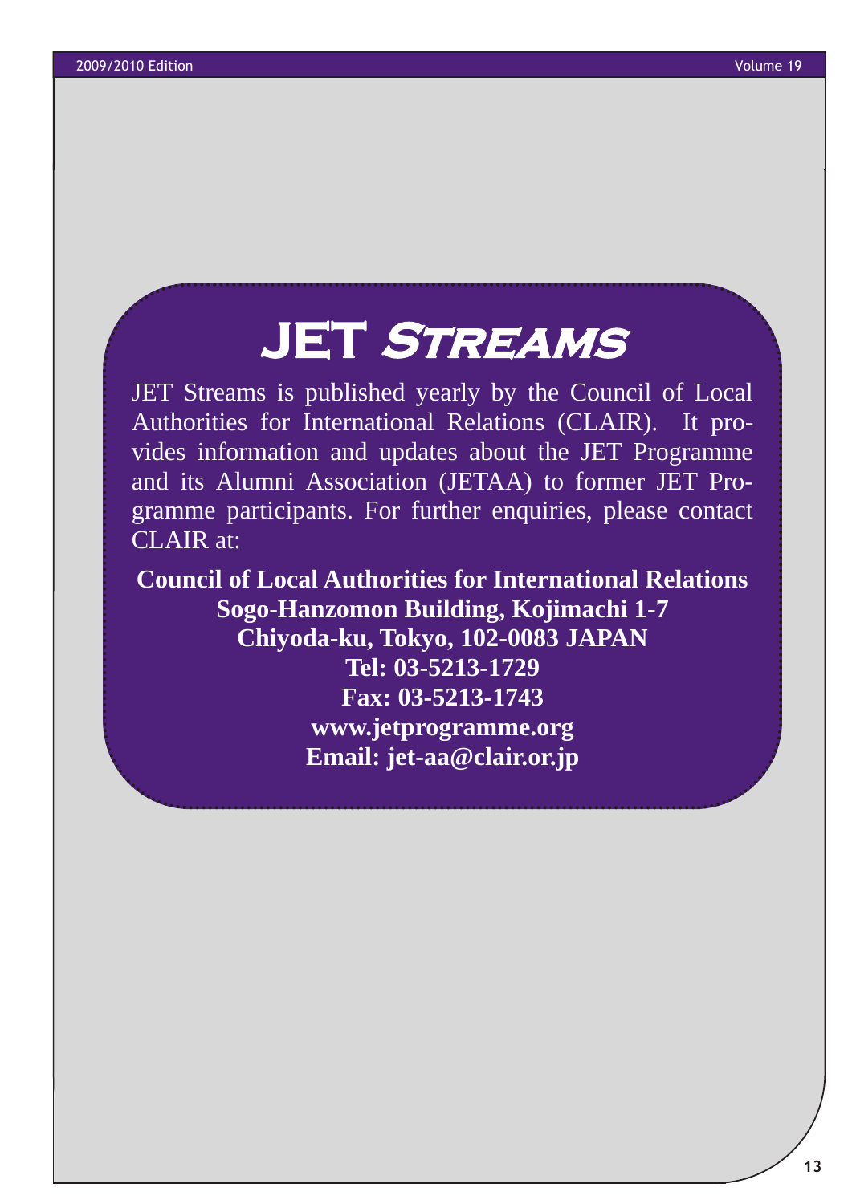# JET *Streams*

JET Streams is published yearly by the Council of Local Authorities for International Relations (CLAIR). It provides information and updates about the JET Programme and its Alumni Association (JETAA) to former JET Programme participants. For further enquiries, please contact CLAIR at:

**Council of Local Authorities for International Relations**
**Sogo-Hanzomon Building, Kojimachi 1-7**
**Chiyoda-ku, Tokyo, 102-0083 JAPAN**
**Tel: 03-5213-1729**
**Fax: 03-5213-1743**
**www.jetprogramme.org**
**Email: jet-aa@clair.or.jp**